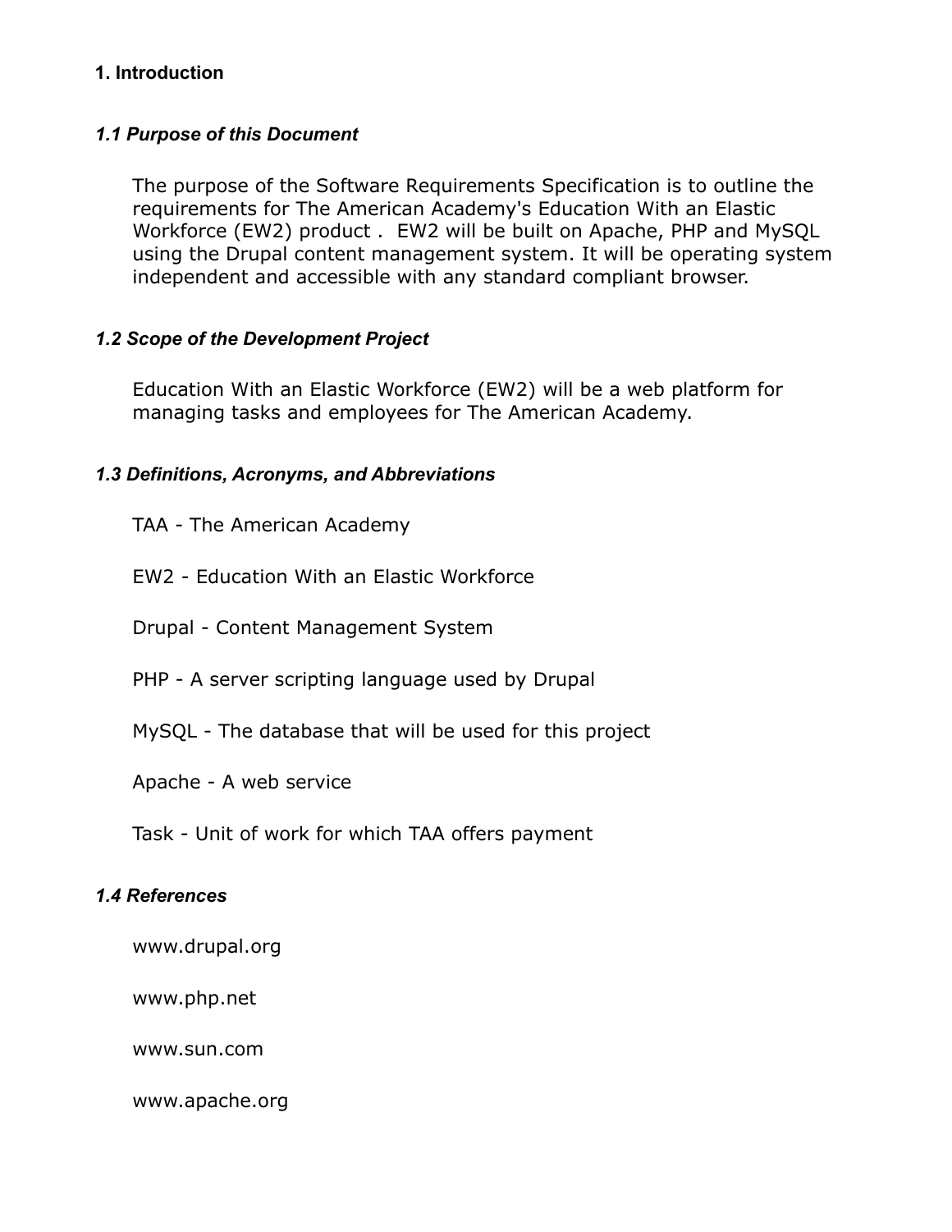# 1. Introduction

## *1.1 Purpose of this Document*

The purpose of the Software Requirements Specification is to outline the requirements for The American Academy's Education With an Elastic Workforce (EW2) product . EW2 will be built on Apache, PHP and MySQL using the Drupal content management system. It will be operating system independent and accessible with any standard compliant browser.

## *1.2 Scope of the Development Project*

Education With an Elastic Workforce (EW2) will be a web platform for managing tasks and employees for The American Academy.

## *1.3 Definitions, Acronyms, and Abbreviations*

TAA - The American Academy

EW2 - Education With an Elastic Workforce

Drupal - Content Management System

PHP - A server scripting language used by Drupal

MySQL - The database that will be used for this project

Apache - A web service

Task - Unit of work for which TAA offers payment

## *1.4 References*

www.drupal.org

www.php.net

www.sun.com

www.apache.org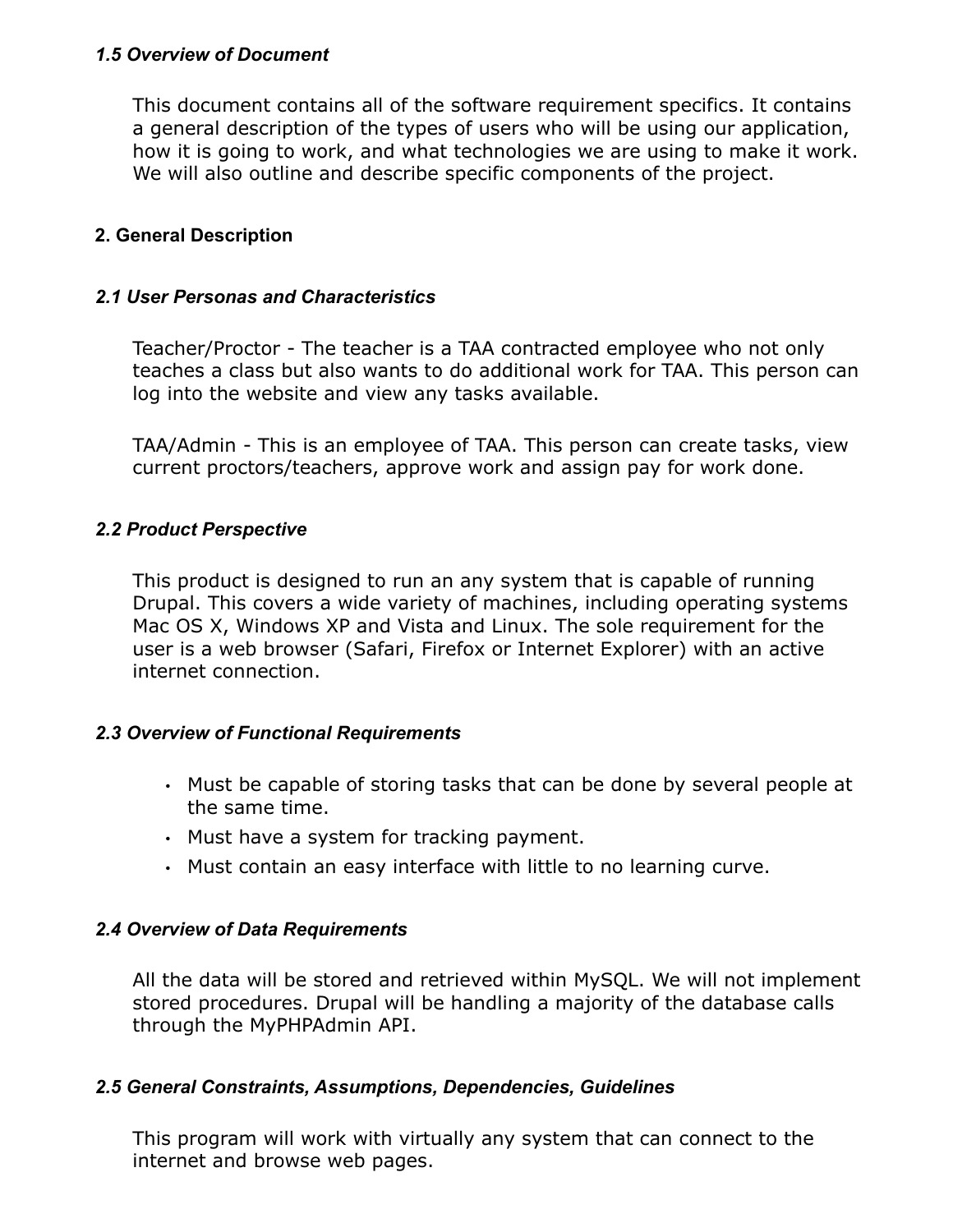### *1.5 Overview of Document*

This document contains all of the software requirement specifics. It contains a general description of the types of users who will be using our application, how it is going to work, and what technologies we are using to make it work. We will also outline and describe specific components of the project.

## 2. General Description

### *2.1 User Personas and Characteristics*

Teacher/Proctor - The teacher is a TAA contracted employee who not only teaches a class but also wants to do additional work for TAA. This person can log into the website and view any tasks available.

TAA/Admin - This is an employee of TAA. This person can create tasks, view current proctors/teachers, approve work and assign pay for work done.

### *2.2 Product Perspective*

This product is designed to run an any system that is capable of running Drupal. This covers a wide variety of machines, including operating systems Mac OS X, Windows XP and Vista and Linux. The sole requirement for the user is a web browser (Safari, Firefox or Internet Explorer) with an active internet connection.

### *2.3 Overview of Functional Requirements*

- Must be capable of storing tasks that can be done by several people at the same time.
- Must have a system for tracking payment.
- Must contain an easy interface with little to no learning curve.

### *2.4 Overview of Data Requirements*

All the data will be stored and retrieved within MySQL. We will not implement stored procedures. Drupal will be handling a majority of the database calls through the MyPHPAdmin API.

### *2.5 General Constraints, Assumptions, Dependencies, Guidelines*

This program will work with virtually any system that can connect to the internet and browse web pages.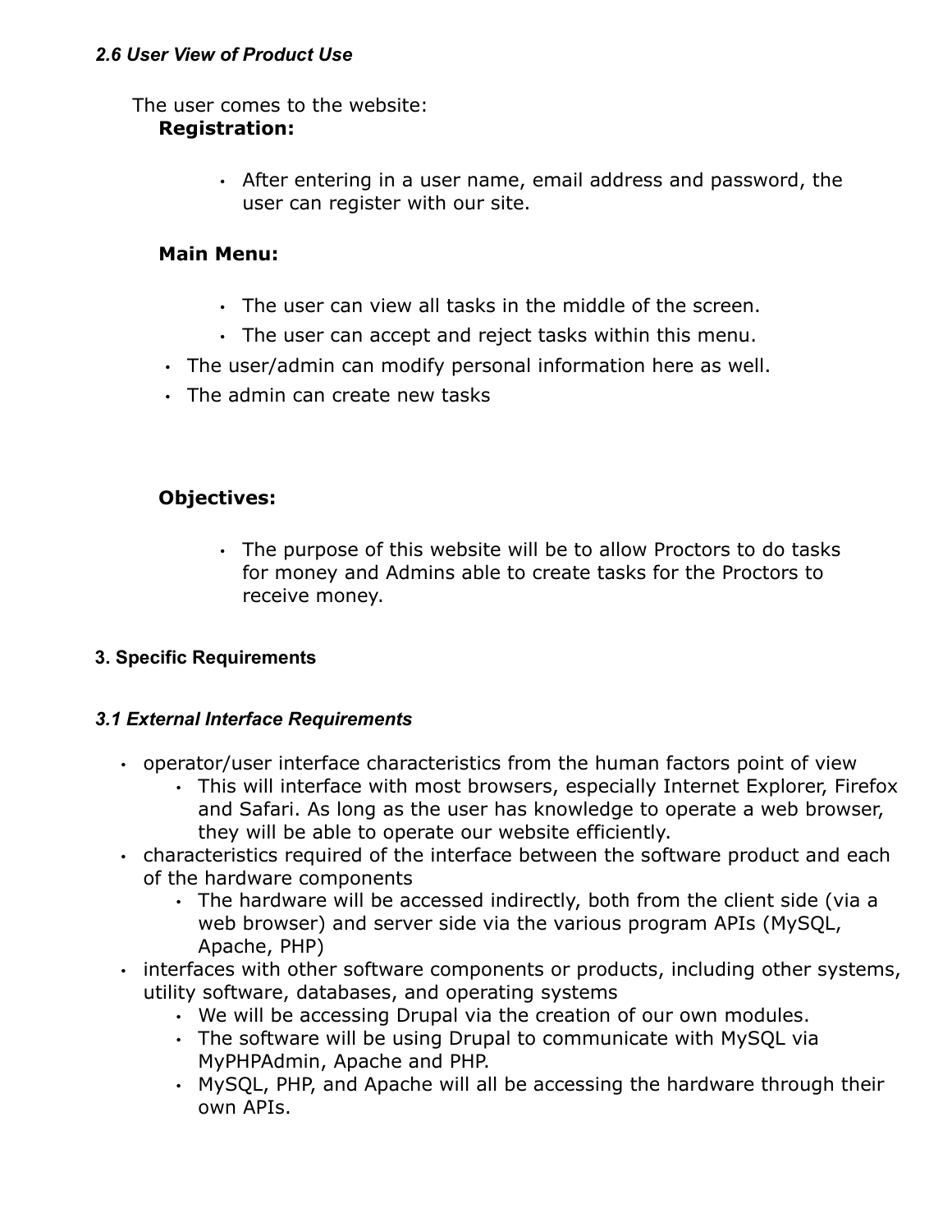### *2.6 User View of Product Use*

The user comes to the website:

**Registration:**

- After entering in a user name, email address and password, the user can register with our site.

**Main Menu:**

- The user can view all tasks in the middle of the screen.
- The user can accept and reject tasks within this menu.
- The user/admin can modify personal information here as well.
- The admin can create new tasks

**Objectives:**

- The purpose of this website will be to allow Proctors to do tasks for money and Admins able to create tasks for the Proctors to receive money.

## 3. Specific Requirements

### *3.1 External Interface Requirements*

- operator/user interface characteristics from the human factors point of view
  - This will interface with most browsers, especially Internet Explorer, Firefox and Safari. As long as the user has knowledge to operate a web browser, they will be able to operate our website efficiently.
- characteristics required of the interface between the software product and each of the hardware components
  - The hardware will be accessed indirectly, both from the client side (via a web browser) and server side via the various program APIs (MySQL, Apache, PHP)
- interfaces with other software components or products, including other systems, utility software, databases, and operating systems
  - We will be accessing Drupal via the creation of our own modules.
  - The software will be using Drupal to communicate with MySQL via MyPHPAdmin, Apache and PHP.
  - MySQL, PHP, and Apache will all be accessing the hardware through their own APIs.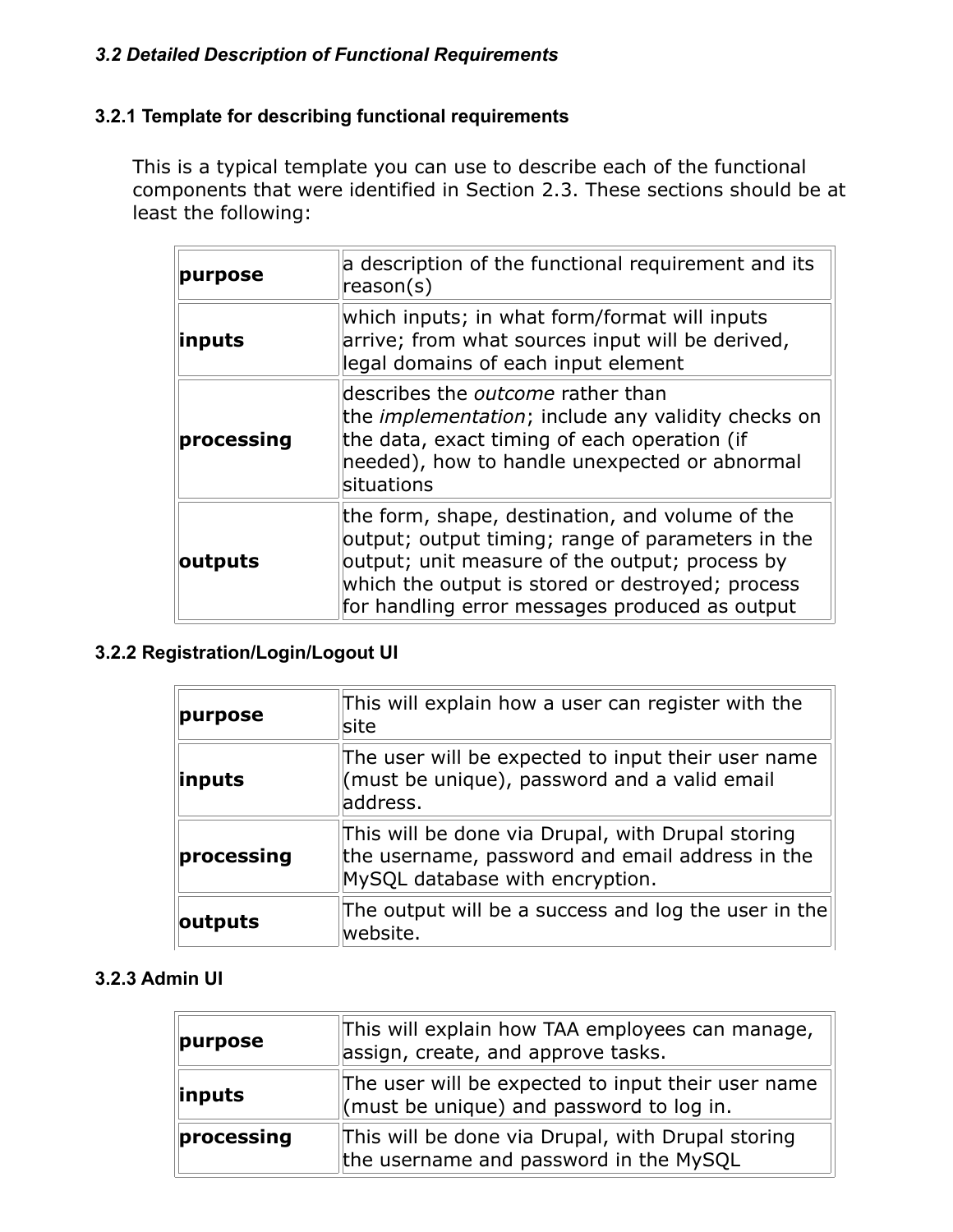### *3.2 Detailed Description of Functional Requirements*

#### 3.2.1 Template for describing functional requirements

This is a typical template you can use to describe each of the functional components that were identified in Section 2.3. These sections should be at least the following:

| | |
|---|---|
| **purpose** | a description of the functional requirement and its reason(s) |
| **inputs** | which inputs; in what form/format will inputs arrive; from what sources input will be derived, legal domains of each input element |
| **processing** | describes the *outcome* rather than the *implementation*; include any validity checks on the data, exact timing of each operation (if needed), how to handle unexpected or abnormal situations |
| **outputs** | the form, shape, destination, and volume of the output; output timing; range of parameters in the output; unit measure of the output; process by which the output is stored or destroyed; process for handling error messages produced as output |

#### 3.2.2 Registration/Login/Logout UI

| | |
|---|---|
| **purpose** | This will explain how a user can register with the site |
| **inputs** | The user will be expected to input their user name (must be unique), password and a valid email address. |
| **processing** | This will be done via Drupal, with Drupal storing the username, password and email address in the MySQL database with encryption. |
| **outputs** | The output will be a success and log the user in the website. |

#### 3.2.3 Admin UI

| | |
|---|---|
| **purpose** | This will explain how TAA employees can manage, assign, create, and approve tasks. |
| **inputs** | The user will be expected to input their user name (must be unique) and password to log in. |
| **processing** | This will be done via Drupal, with Drupal storing the username and password in the MySQL |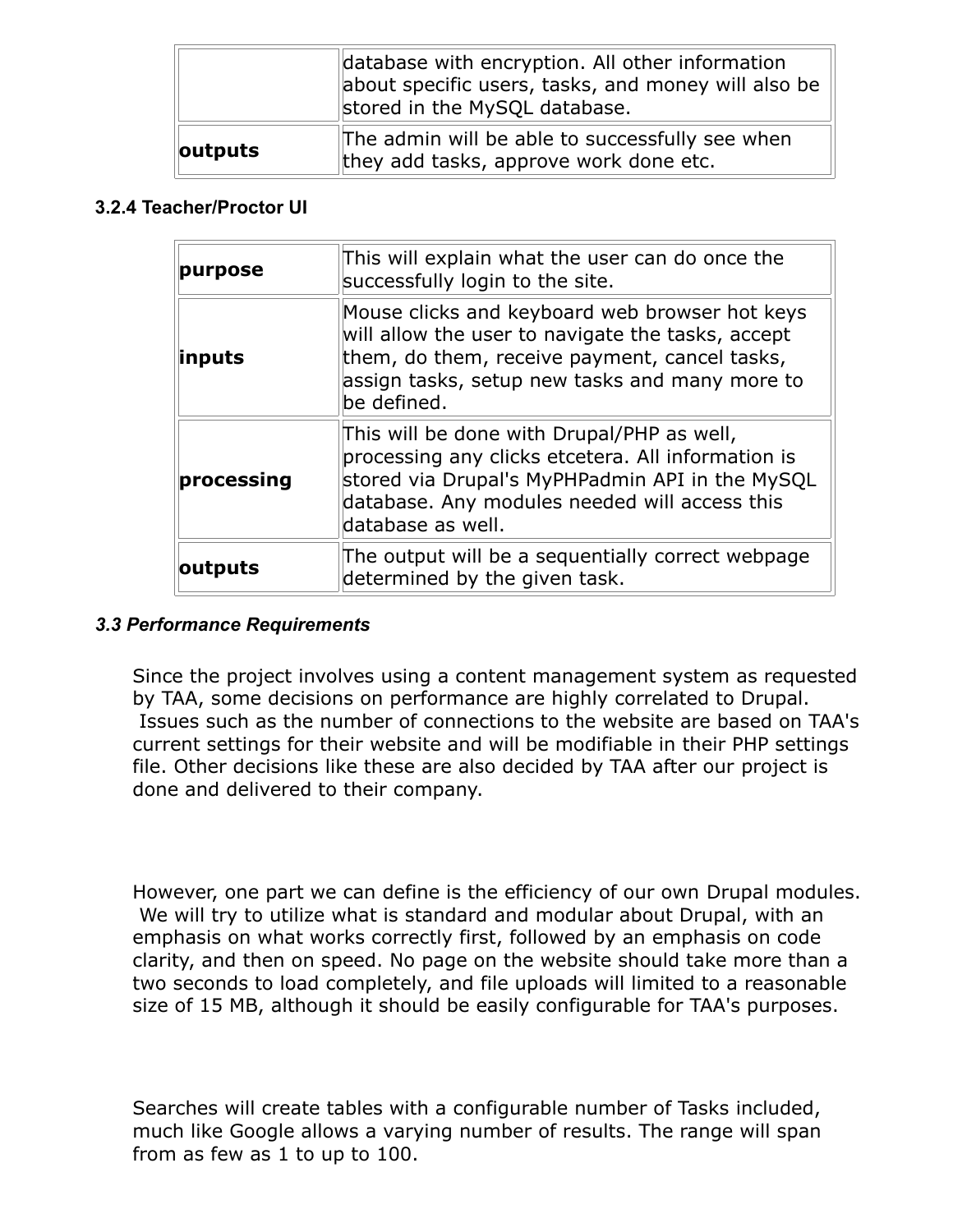| | |
|---|---|
| | database with encryption. All other information about specific users, tasks, and money will also be stored in the MySQL database. |
| **outputs** | The admin will be able to successfully see when they add tasks, approve work done etc. |

### 3.2.4 Teacher/Proctor UI

| | |
|---|---|
| **purpose** | This will explain what the user can do once the successfully login to the site. |
| **inputs** | Mouse clicks and keyboard web browser hot keys will allow the user to navigate the tasks, accept them, do them, receive payment, cancel tasks, assign tasks, setup new tasks and many more to be defined. |
| **processing** | This will be done with Drupal/PHP as well, processing any clicks etcetera. All information is stored via Drupal's MyPHPadmin API in the MySQL database. Any modules needed will access this database as well. |
| **outputs** | The output will be a sequentially correct webpage determined by the given task. |

### *3.3 Performance Requirements*

Since the project involves using a content management system as requested by TAA, some decisions on performance are highly correlated to Drupal. Issues such as the number of connections to the website are based on TAA's current settings for their website and will be modifiable in their PHP settings file. Other decisions like these are also decided by TAA after our project is done and delivered to their company.

However, one part we can define is the efficiency of our own Drupal modules. We will try to utilize what is standard and modular about Drupal, with an emphasis on what works correctly first, followed by an emphasis on code clarity, and then on speed. No page on the website should take more than a two seconds to load completely, and file uploads will limited to a reasonable size of 15 MB, although it should be easily configurable for TAA's purposes.

Searches will create tables with a configurable number of Tasks included, much like Google allows a varying number of results. The range will span from as few as 1 to up to 100.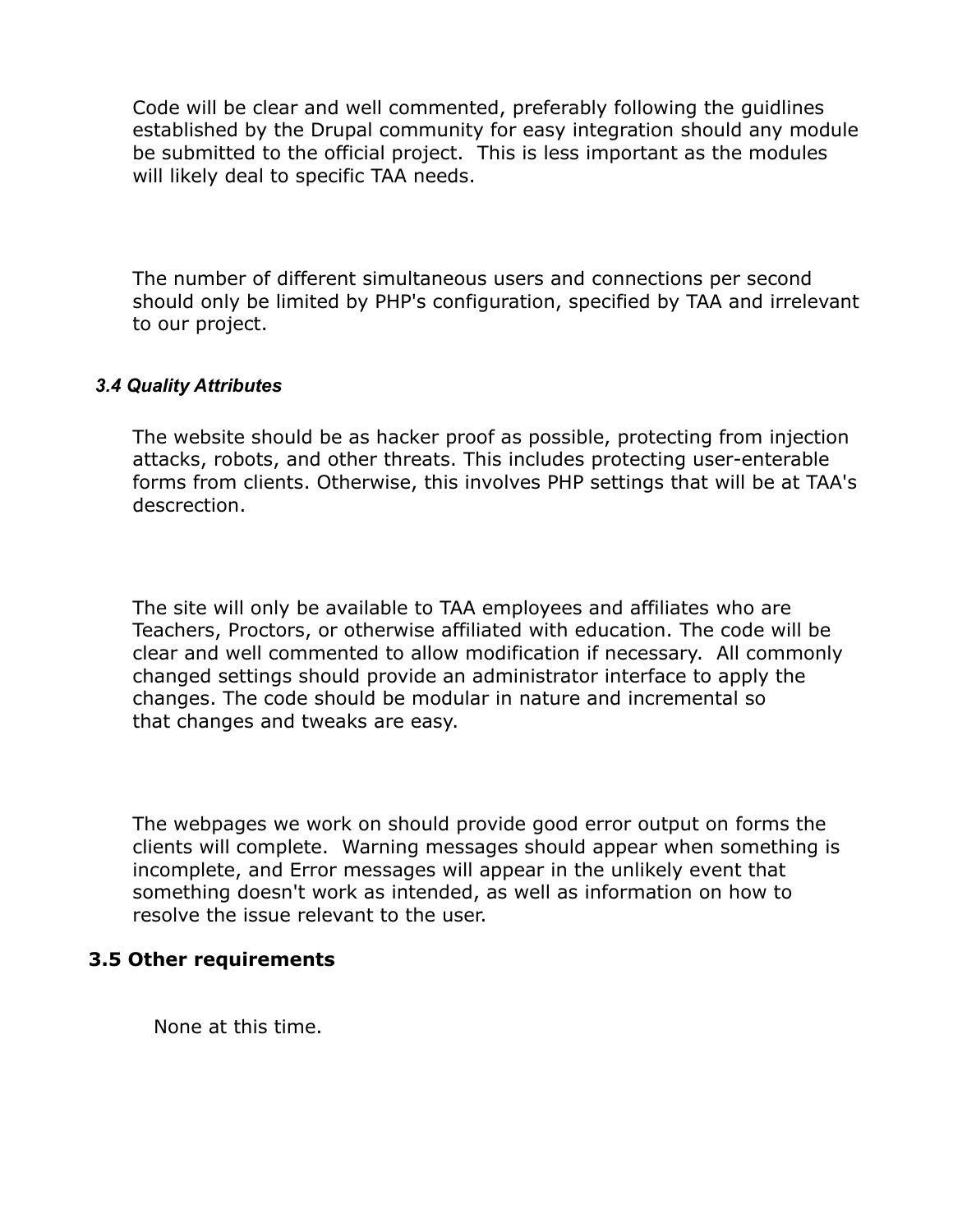Code will be clear and well commented, preferably following the guidlines established by the Drupal community for easy integration should any module be submitted to the official project.  This is less important as the modules will likely deal to specific TAA needs.

The number of different simultaneous users and connections per second should only be limited by PHP's configuration, specified by TAA and irrelevant to our project.

### *3.4 Quality Attributes*

The website should be as hacker proof as possible, protecting from injection attacks, robots, and other threats. This includes protecting user-enterable forms from clients. Otherwise, this involves PHP settings that will be at TAA's descrection.

The site will only be available to TAA employees and affiliates who are Teachers, Proctors, or otherwise affiliated with education. The code will be clear and well commented to allow modification if necessary.  All commonly changed settings should provide an administrator interface to apply the changes. The code should be modular in nature and incremental so that changes and tweaks are easy.

The webpages we work on should provide good error output on forms the clients will complete.  Warning messages should appear when something is incomplete, and Error messages will appear in the unlikely event that something doesn't work as intended, as well as information on how to resolve the issue relevant to the user.

### 3.5 Other requirements

None at this time.